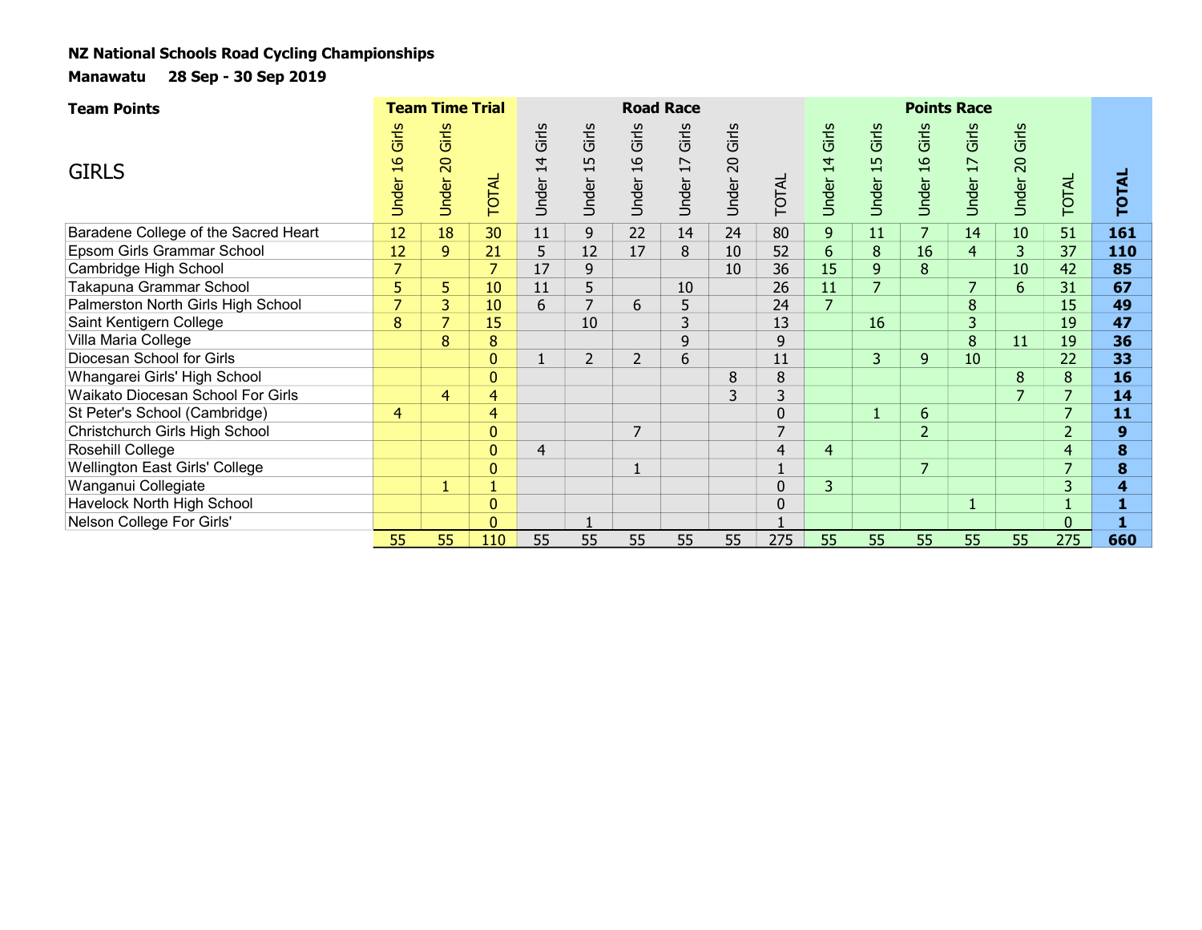**NZ National Schools Road Cycling Championships**

**Manawatu 28 Sep - 30 Sep 2019**

**Team Points**

| GIRLS | Team Time Trial | | | Road Race | | | | | | Points Race | | | | | | **TOTAL** |
|---|---|---|---|---|---|---|---|---|---|---|---|---|---|---|---|---|
| | Under 16 Girls | Under 20 Girls | TOTAL | Under 14 Girls | Under 15 Girls | Under 16 Girls | Under 17 Girls | Under 20 Girls | TOTAL | Under 14 Girls | Under 15 Girls | Under 16 Girls | Under 17 Girls | Under 20 Girls | TOTAL | |
| Baradene College of the Sacred Heart | 12 | 18 | 30 | 11 | 9 | 22 | 14 | 24 | 80 | 9 | 11 | 7 | 14 | 10 | 51 | **161** |
| Epsom Girls Grammar School | 12 | 9 | 21 | 5 | 12 | 17 | 8 | 10 | 52 | 6 | 8 | 16 | 4 | 3 | 37 | **110** |
| Cambridge High School | 7 | | 7 | 17 | 9 | | | 10 | 36 | 15 | 9 | 8 | | 10 | 42 | **85** |
| Takapuna Grammar School | 5 | 5 | 10 | 11 | 5 | | 10 | | 26 | 11 | 7 | | 7 | 6 | 31 | **67** |
| Palmerston North Girls High School | 7 | 3 | 10 | 6 | 7 | 6 | 5 | | 24 | 7 | | | 8 | | 15 | **49** |
| Saint Kentigern College | 8 | 7 | 15 | | 10 | | 3 | | 13 | | 16 | | 3 | | 19 | **47** |
| Villa Maria College | | 8 | 8 | | | | 9 | | 9 | | | | 8 | 11 | 19 | **36** |
| Diocesan School for Girls | | | 0 | 1 | 2 | 2 | 6 | | 11 | | 3 | 9 | 10 | | 22 | **33** |
| Whangarei Girls' High School | | | 0 | | | | | 8 | 8 | | | | | 8 | 8 | **16** |
| Waikato Diocesan School For Girls | | 4 | 4 | | | | | 3 | 3 | | | | | 7 | 7 | **14** |
| St Peter's School (Cambridge) | 4 | | 4 | | | | | | 0 | | 1 | 6 | | | 7 | **11** |
| Christchurch Girls High School | | | 0 | | | 7 | | | 7 | | | 2 | | | 2 | **9** |
| Rosehill College | | | 0 | 4 | | | | | 4 | 4 | | | | | 4 | **8** |
| Wellington East Girls' College | | | 0 | | | 1 | | | 1 | | | 7 | | | 7 | **8** |
| Wanganui Collegiate | | 1 | 1 | | | | | | 0 | 3 | | | | | 3 | **4** |
| Havelock North High School | | | 0 | | | | | | 0 | | | | 1 | | 1 | **1** |
| Nelson College For Girls' | | | 0 | | 1 | | | | 1 | | | | | | 0 | **1** |
| | 55 | 55 | 110 | 55 | 55 | 55 | 55 | 55 | 275 | 55 | 55 | 55 | 55 | 55 | 275 | **660** |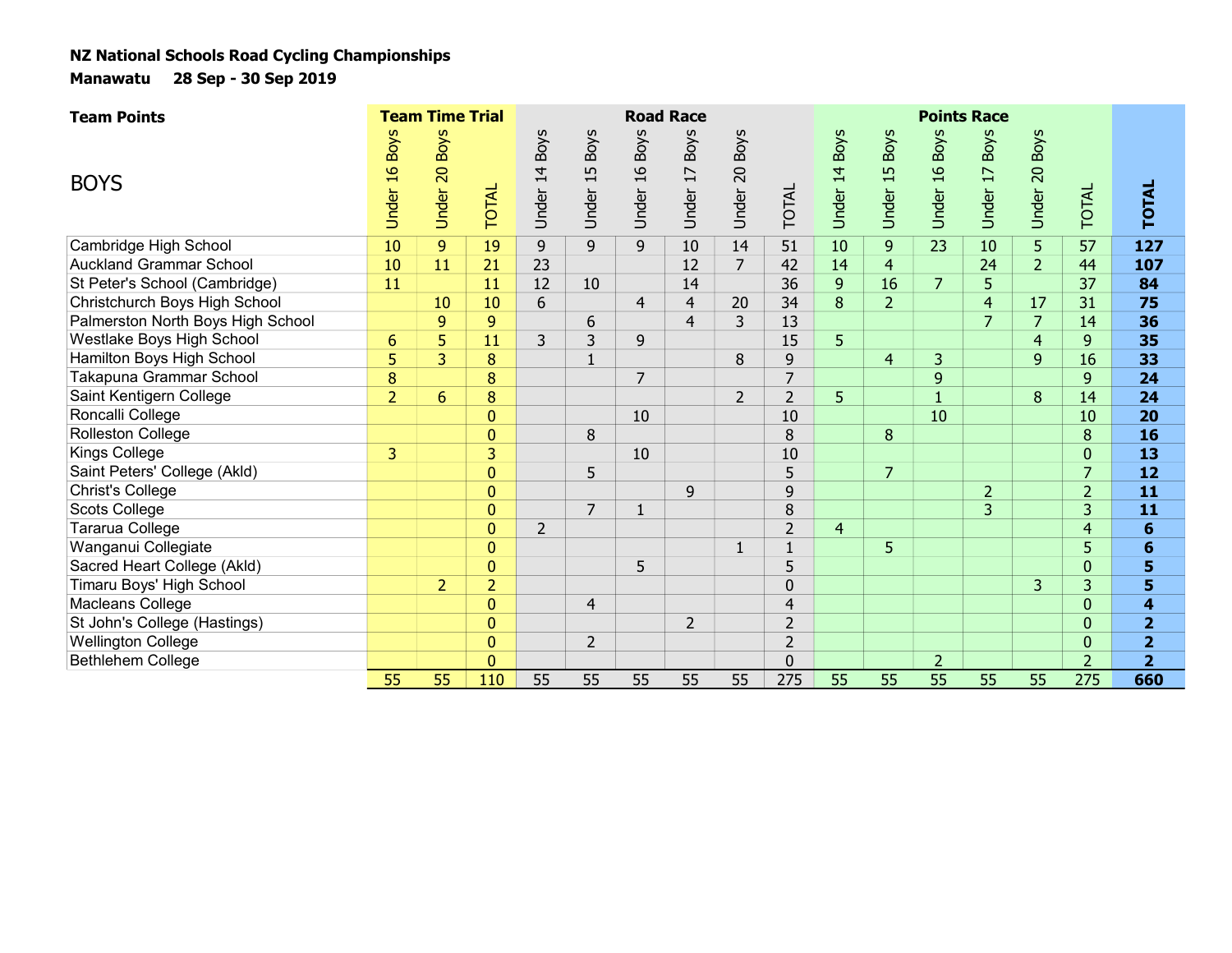**NZ National Schools Road Cycling Championships**

**Manawatu 28 Sep - 30 Sep 2019**

**Team Points**

| BOYS | Team Time Trial | | | Road Race | | | | | | Points Race | | | | | | |
|---|---|---|---|---|---|---|---|---|---|---|---|---|---|---|---|---|
| | Under 16 Boys | Under 20 Boys | TOTAL | Under 14 Boys | Under 15 Boys | Under 16 Boys | Under 17 Boys | Under 20 Boys | TOTAL | Under 14 Boys | Under 15 Boys | Under 16 Boys | Under 17 Boys | Under 20 Boys | TOTAL | **TOTAL** |
| Cambridge High School | 10 | 9 | 19 | 9 | 9 | 9 | 10 | 14 | 51 | 10 | 9 | 23 | 10 | 5 | 57 | **127** |
| Auckland Grammar School | 10 | 11 | 21 | 23 | | | 12 | 7 | 42 | 14 | 4 | | 24 | 2 | 44 | **107** |
| St Peter's School (Cambridge) | 11 | | 11 | 12 | 10 | | 14 | | 36 | 9 | 16 | 7 | 5 | | 37 | **84** |
| Christchurch Boys High School | | 10 | 10 | 6 | | 4 | 4 | 20 | 34 | 8 | 2 | | 4 | 17 | 31 | **75** |
| Palmerston North Boys High School | | 9 | 9 | | 6 | | 4 | 3 | 13 | | | | 7 | 7 | 14 | **36** |
| Westlake Boys High School | 6 | 5 | 11 | 3 | 3 | 9 | | | 15 | 5 | | | | 4 | 9 | **35** |
| Hamilton Boys High School | 5 | 3 | 8 | | 1 | | | 8 | 9 | | 4 | 3 | | 9 | 16 | **33** |
| Takapuna Grammar School | 8 | | 8 | | | 7 | | | 7 | | | 9 | | | 9 | **24** |
| Saint Kentigern College | 2 | 6 | 8 | | | | | 2 | 2 | 5 | | 1 | | 8 | 14 | **24** |
| Roncalli College | | | 0 | | | 10 | | | 10 | | | 10 | | | 10 | **20** |
| Rolleston College | | | 0 | | 8 | | | | 8 | | 8 | | | | 8 | **16** |
| Kings College | 3 | | 3 | | | 10 | | | 10 | | | | | | 0 | **13** |
| Saint Peters' College (Akld) | | | 0 | | 5 | | | | 5 | | 7 | | | | 7 | **12** |
| Christ's College | | | 0 | | | | 9 | | 9 | | | | 2 | | 2 | **11** |
| Scots College | | | 0 | | 7 | 1 | | | 8 | | | | 3 | | 3 | **11** |
| Tararua College | | | 0 | 2 | | | | | 2 | 4 | | | | | 4 | **6** |
| Wanganui Collegiate | | | 0 | | | | | 1 | 1 | | 5 | | | | 5 | **6** |
| Sacred Heart College (Akld) | | | 0 | | | 5 | | | 5 | | | | | | 0 | **5** |
| Timaru Boys' High School | | 2 | 2 | | | | | | 0 | | | | | 3 | 3 | **5** |
| Macleans College | | | 0 | | 4 | | | | 4 | | | | | | 0 | **4** |
| St John's College (Hastings) | | | 0 | | | | 2 | | 2 | | | | | | 0 | **2** |
| Wellington College | | | 0 | | 2 | | | | 2 | | | | | | 0 | **2** |
| Bethlehem College | | | 0 | | | | | | 0 | | | 2 | | | 2 | **2** |
| | 55 | 55 | 110 | 55 | 55 | 55 | 55 | 55 | 275 | 55 | 55 | 55 | 55 | 55 | 275 | **660** |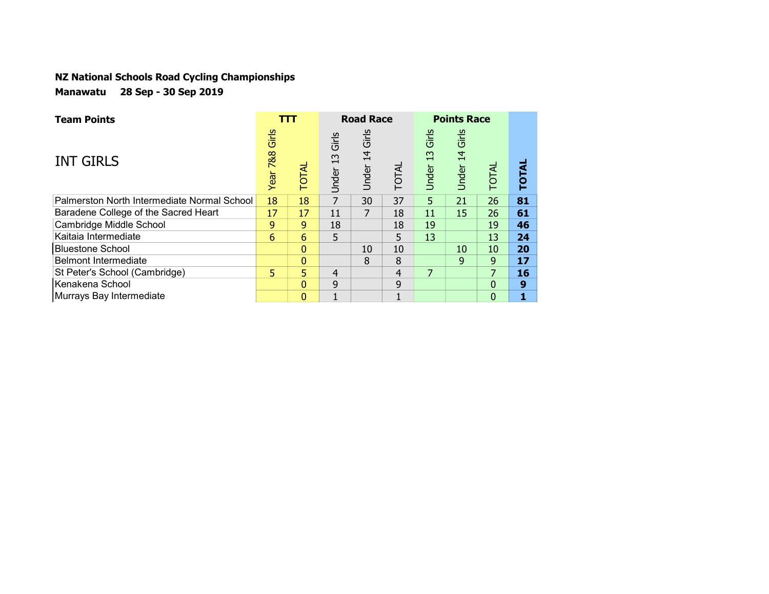**NZ National Schools Road Cycling Championships**

**Manawatu 28 Sep - 30 Sep 2019**

**Team Points**

INT GIRLS

| | **TTT** | | **Road Race** | | | **Points Race** | | | |
|---|---|---|---|---|---|---|---|---|---|
| | Year 7&8 Girls | TOTAL | Under 13 Girls | Under 14 Girls | TOTAL | Under 13 Girls | Under 14 Girls | TOTAL | **TOTAL** |
| Palmerston North Intermediate Normal School | 18 | 18 | 7 | 30 | 37 | 5 | 21 | 26 | **81** |
| Baradene College of the Sacred Heart | 17 | 17 | 11 | 7 | 18 | 11 | 15 | 26 | **61** |
| Cambridge Middle School | 9 | 9 | 18 | | 18 | 19 | | 19 | **46** |
| Kaitaia Intermediate | 6 | 6 | 5 | | 5 | 13 | | 13 | **24** |
| Bluestone School | | 0 | | 10 | 10 | | 10 | 10 | **20** |
| Belmont Intermediate | | 0 | | 8 | 8 | | 9 | 9 | **17** |
| St Peter's School (Cambridge) | 5 | 5 | 4 | | 4 | 7 | | 7 | **16** |
| Kenakena School | | 0 | 9 | | 9 | | | 0 | **9** |
| Murrays Bay Intermediate | | 0 | 1 | | 1 | | | 0 | **1** |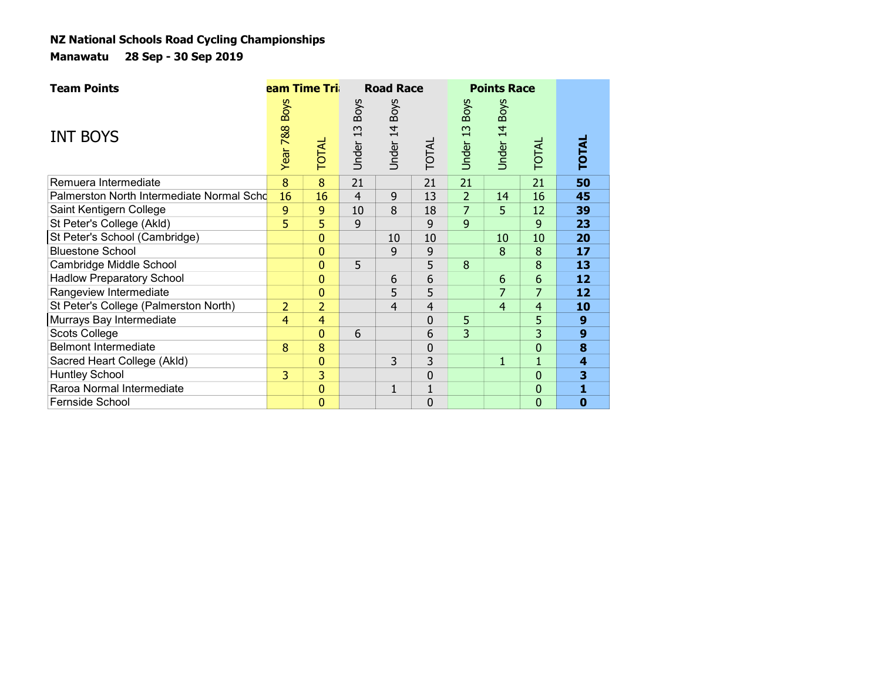**NZ National Schools Road Cycling Championships**

**Manawatu 28 Sep - 30 Sep 2019**

| **Team Points** | **eam Time Tri** | | **Road Race** | | | **Points Race** | | | |
|---|---|---|---|---|---|---|---|---|---|
| INT BOYS | Year 7&8 Boys | TOTAL | Under 13 Boys | Under 14 Boys | TOTAL | Under 13 Boys | Under 14 Boys | TOTAL | **TOTAL** |
| Remuera Intermediate | 8 | 8 | 21 | | 21 | 21 | | 21 | **50** |
| Palmerston North Intermediate Normal Scho | 16 | 16 | 4 | 9 | 13 | 2 | 14 | 16 | **45** |
| Saint Kentigern College | 9 | 9 | 10 | 8 | 18 | 7 | 5 | 12 | **39** |
| St Peter's College (Akld) | 5 | 5 | 9 | | 9 | 9 | | 9 | **23** |
| St Peter's School (Cambridge) | | 0 | | 10 | 10 | | 10 | 10 | **20** |
| Bluestone School | | 0 | | 9 | 9 | | 8 | 8 | **17** |
| Cambridge Middle School | | 0 | 5 | | 5 | 8 | | 8 | **13** |
| Hadlow Preparatory School | | 0 | | 6 | 6 | | 6 | 6 | **12** |
| Rangeview Intermediate | | 0 | | 5 | 5 | | 7 | 7 | **12** |
| St Peter's College (Palmerston North) | 2 | 2 | | 4 | 4 | | 4 | 4 | **10** |
| Murrays Bay Intermediate | 4 | 4 | | | 0 | 5 | | 5 | **9** |
| Scots College | | 0 | 6 | | 6 | 3 | | 3 | **9** |
| Belmont Intermediate | 8 | 8 | | | 0 | | | 0 | **8** |
| Sacred Heart College (Akld) | | 0 | | 3 | 3 | | 1 | 1 | **4** |
| Huntley School | 3 | 3 | | | 0 | | | 0 | **3** |
| Raroa Normal Intermediate | | 0 | | 1 | 1 | | | 0 | **1** |
| Fernside School | | 0 | | | 0 | | | 0 | **0** |